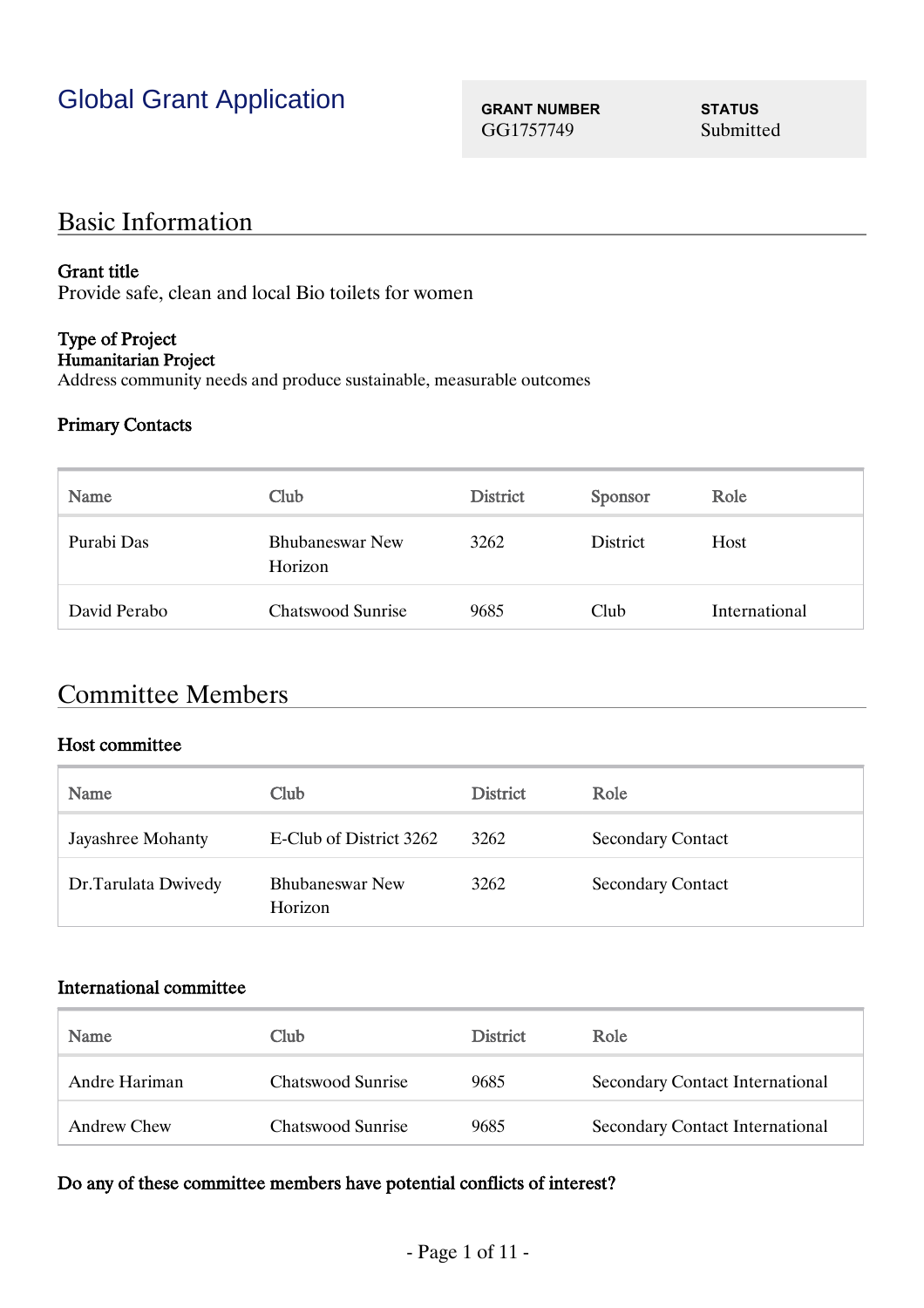# Global Grant Application

| GRANT NUMBER | STATUS |
| --- | --- |
| GG1757749 | Submitted |

## Basic Information

**Grant title**
Provide safe, clean and local Bio toilets for women

**Type of Project**
**Humanitarian Project**
Address community needs and produce sustainable, measurable outcomes

**Primary Contacts**

| Name | Club | District | Sponsor | Role |
| --- | --- | --- | --- | --- |
| Purabi Das | Bhubaneswar New Horizon | 3262 | District | Host |
| David Perabo | Chatswood Sunrise | 9685 | Club | International |

## Committee Members

**Host committee**

| Name | Club | District | Role |
| --- | --- | --- | --- |
| Jayashree Mohanty | E-Club of District 3262 | 3262 | Secondary Contact |
| Dr.Tarulata Dwivedy | Bhubaneswar New Horizon | 3262 | Secondary Contact |

**International committee**

| Name | Club | District | Role |
| --- | --- | --- | --- |
| Andre Hariman | Chatswood Sunrise | 9685 | Secondary Contact International |
| Andrew Chew | Chatswood Sunrise | 9685 | Secondary Contact International |

**Do any of these committee members have potential conflicts of interest?**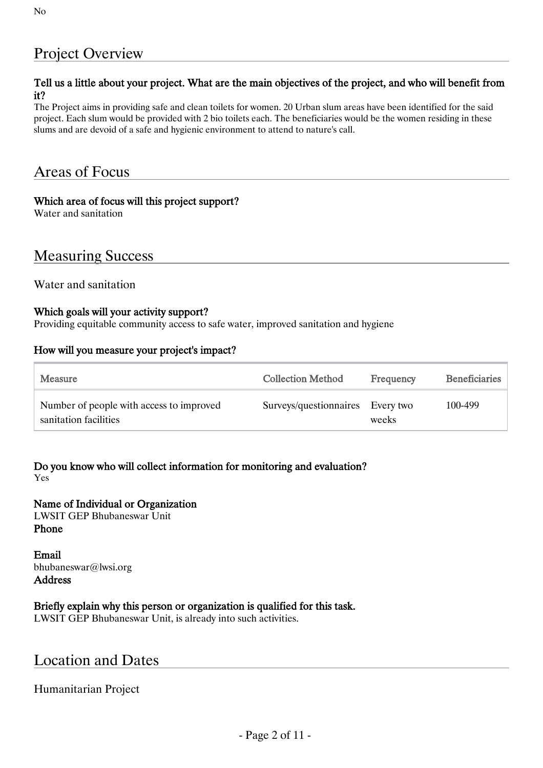No

## Project Overview

**Tell us a little about your project. What are the main objectives of the project, and who will benefit from it?**

The Project aims in providing safe and clean toilets for women. 20 Urban slum areas have been identified for the said project. Each slum would be provided with 2 bio toilets each. The beneficiaries would be the women residing in these slums and are devoid of a safe and hygienic environment to attend to nature's call.

## Areas of Focus

**Which area of focus will this project support?**

Water and sanitation

## Measuring Success

Water and sanitation

**Which goals will your activity support?**

Providing equitable community access to safe water, improved sanitation and hygiene

**How will you measure your project's impact?**

| Measure | Collection Method | Frequency | Beneficiaries |
|---|---|---|---|
| Number of people with access to improved sanitation facilities | Surveys/questionnaires | Every two weeks | 100-499 |

**Do you know who will collect information for monitoring and evaluation?**

Yes

**Name of Individual or Organization**

LWSIT GEP Bhubaneswar Unit

**Phone**

**Email**

bhubaneswar@lwsi.org

**Address**

**Briefly explain why this person or organization is qualified for this task.**

LWSIT GEP Bhubaneswar Unit, is already into such activities.

## Location and Dates

Humanitarian Project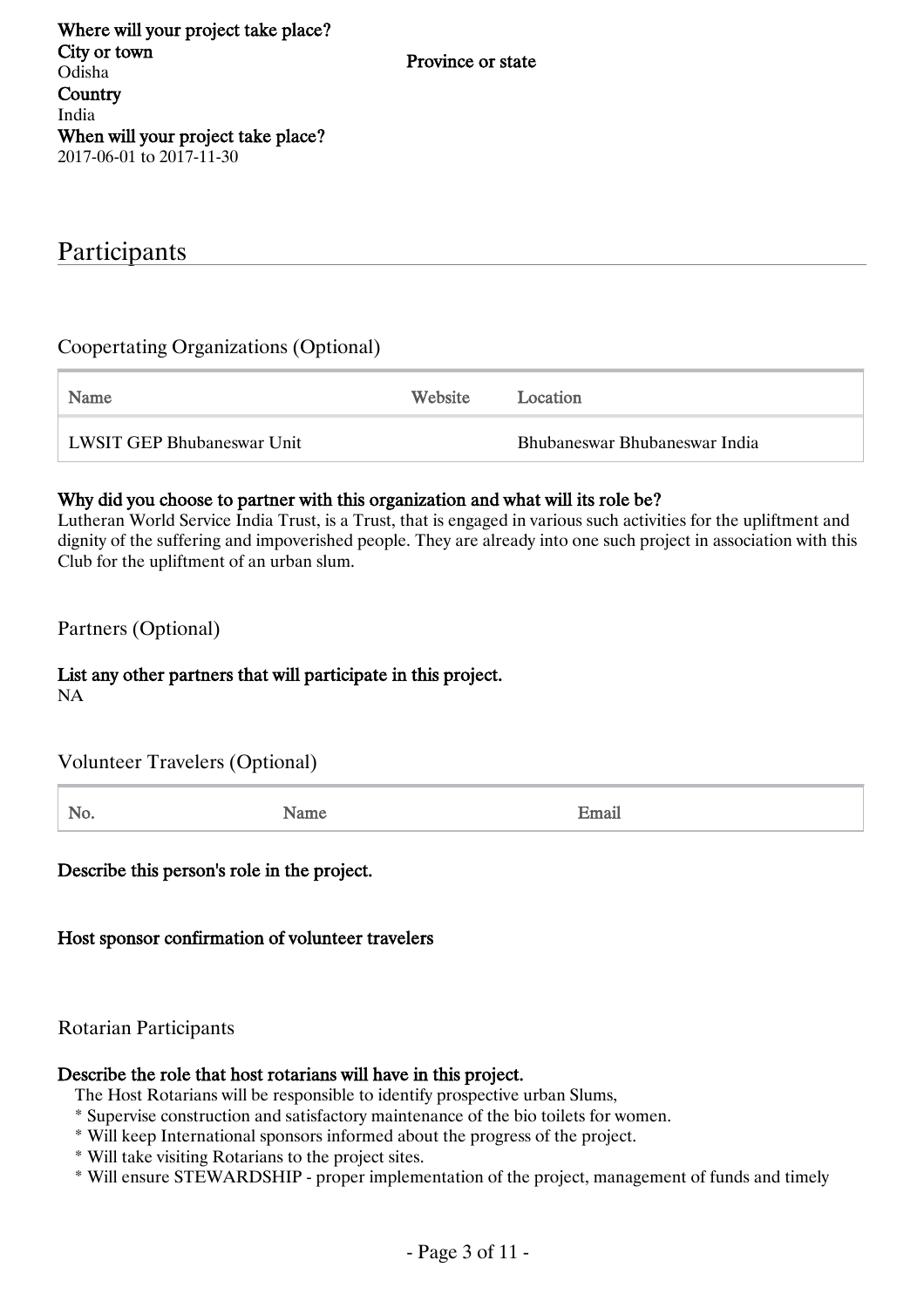**Where will your project take place?**

**City or town**
Odisha

**Province or state**

**Country**
India

**When will your project take place?**
2017-06-01 to 2017-11-30

## Participants

### Coopertating Organizations (Optional)

| Name | Website | Location |
|---|---|---|
| LWSIT GEP Bhubaneswar Unit | | Bhubaneswar Bhubaneswar India |

**Why did you choose to partner with this organization and what will its role be?**
Lutheran World Service India Trust, is a Trust, that is engaged in various such activities for the upliftment and dignity of the suffering and impoverished people. They are already into one such project in association with this Club for the upliftment of an urban slum.

### Partners (Optional)

**List any other partners that will participate in this project.**
NA

### Volunteer Travelers (Optional)

| No. | Name | Email |
|---|---|---|

**Describe this person's role in the project.**

**Host sponsor confirmation of volunteer travelers**

### Rotarian Participants

**Describe the role that host rotarians will have in this project.**

The Host Rotarians will be responsible to identify prospective urban Slums,

* Supervise construction and satisfactory maintenance of the bio toilets for women.
* Will keep International sponsors informed about the progress of the project.
* Will take visiting Rotarians to the project sites.
* Will ensure STEWARDSHIP - proper implementation of the project, management of funds and timely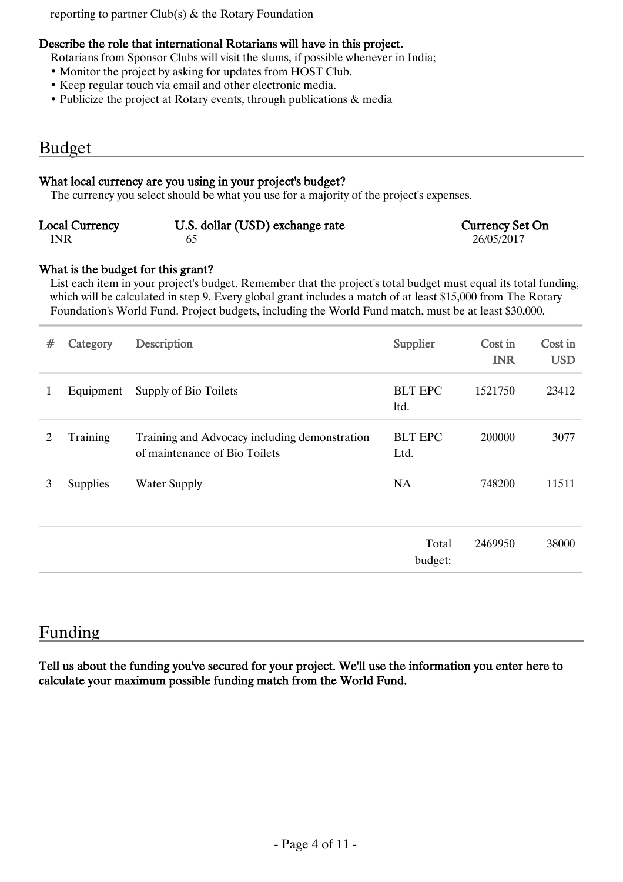reporting to partner Club(s) & the Rotary Foundation

**Describe the role that international Rotarians will have in this project.**

Rotarians from Sponsor Clubs will visit the slums, if possible whenever in India;

- Monitor the project by asking for updates from HOST Club.
- Keep regular touch via email and other electronic media.
- Publicize the project at Rotary events, through publications & media

## Budget

**What local currency are you using in your project's budget?**

The currency you select should be what you use for a majority of the project's expenses.

| Local Currency | U.S. dollar (USD) exchange rate | Currency Set On |
|---|---|---|
| INR | 65 | 26/05/2017 |

**What is the budget for this grant?**

List each item in your project's budget. Remember that the project's total budget must equal its total funding, which will be calculated in step 9. Every global grant includes a match of at least $15,000 from The Rotary Foundation's World Fund. Project budgets, including the World Fund match, must be at least $30,000.

| # | Category | Description | Supplier | Cost in INR | Cost in USD |
|---|---|---|---|---|---|
| 1 | Equipment | Supply of Bio Toilets | BLT EPC ltd. | 1521750 | 23412 |
| 2 | Training | Training and Advocacy including demonstration of maintenance of Bio Toilets | BLT EPC Ltd. | 200000 | 3077 |
| 3 | Supplies | Water Supply | NA | 748200 | 11511 |
| | | | | | |
| | | | Total budget: | 2469950 | 38000 |

## Funding

**Tell us about the funding you've secured for your project. We'll use the information you enter here to calculate your maximum possible funding match from the World Fund.**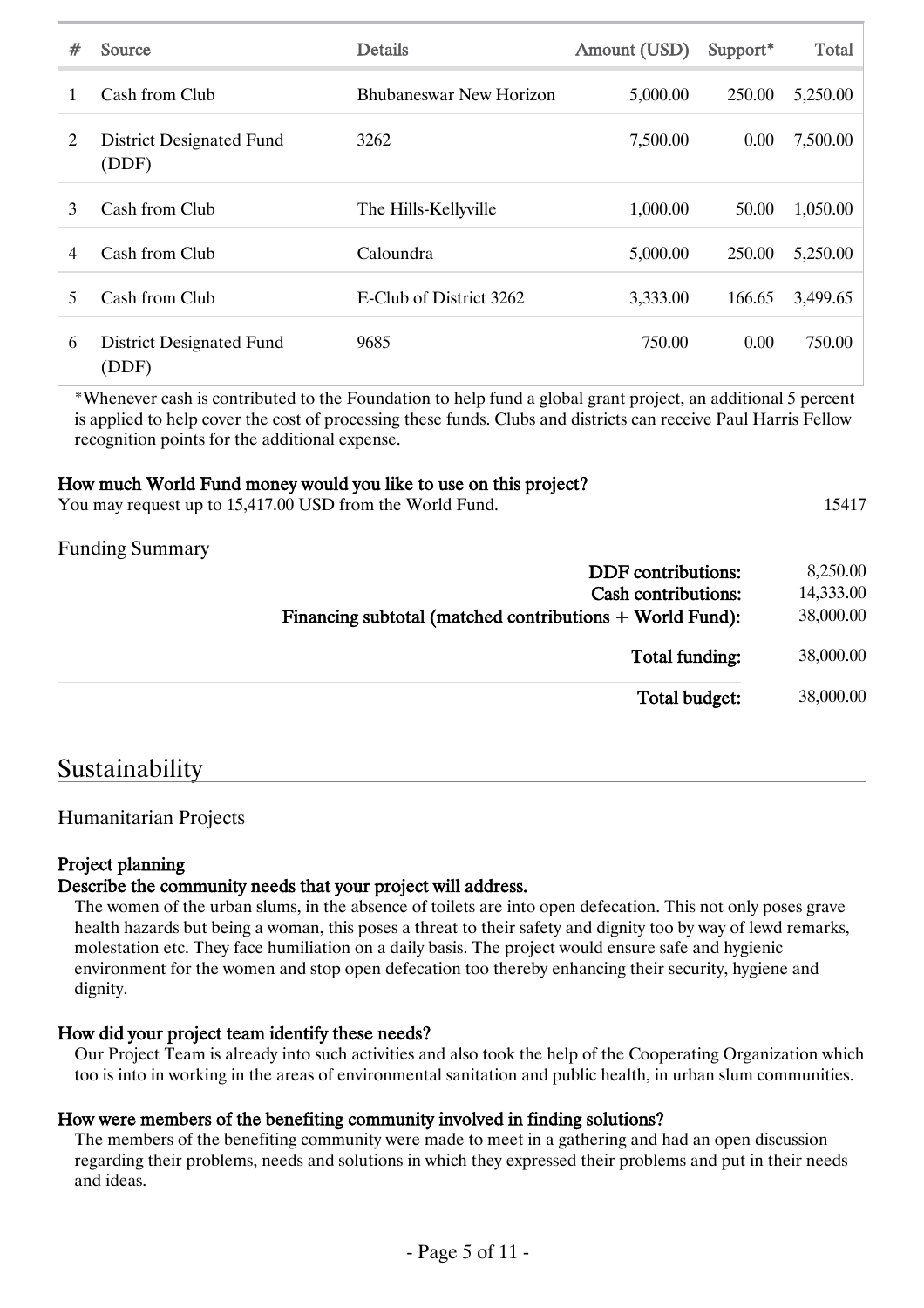| # | Source | Details | Amount (USD) | Support* | Total |
|---|---|---|---|---|---|
| 1 | Cash from Club | Bhubaneswar New Horizon | 5,000.00 | 250.00 | 5,250.00 |
| 2 | District Designated Fund (DDF) | 3262 | 7,500.00 | 0.00 | 7,500.00 |
| 3 | Cash from Club | The Hills-Kellyville | 1,000.00 | 50.00 | 1,050.00 |
| 4 | Cash from Club | Caloundra | 5,000.00 | 250.00 | 5,250.00 |
| 5 | Cash from Club | E-Club of District 3262 | 3,333.00 | 166.65 | 3,499.65 |
| 6 | District Designated Fund (DDF) | 9685 | 750.00 | 0.00 | 750.00 |

*Whenever cash is contributed to the Foundation to help fund a global grant project, an additional 5 percent is applied to help cover the cost of processing these funds. Clubs and districts can receive Paul Harris Fellow recognition points for the additional expense.

**How much World Fund money would you like to use on this project?**

You may request up to 15,417.00 USD from the World Fund. 15417

Funding Summary

| | |
|---|---|
| **DDF contributions:** | 8,250.00 |
| **Cash contributions:** | 14,333.00 |
| **Financing subtotal (matched contributions + World Fund):** | 38,000.00 |
| **Total funding:** | 38,000.00 |
| **Total budget:** | 38,000.00 |

## Sustainability

### Humanitarian Projects

**Project planning**

**Describe the community needs that your project will address.**

The women of the urban slums, in the absence of toilets are into open defecation. This not only poses grave health hazards but being a woman, this poses a threat to their safety and dignity too by way of lewd remarks, molestation etc. They face humiliation on a daily basis. The project would ensure safe and hygienic environment for the women and stop open defecation too thereby enhancing their security, hygiene and dignity.

**How did your project team identify these needs?**

Our Project Team is already into such activities and also took the help of the Cooperating Organization which too is into in working in the areas of environmental sanitation and public health, in urban slum communities.

**How were members of the benefiting community involved in finding solutions?**

The members of the benefiting community were made to meet in a gathering and had an open discussion regarding their problems, needs and solutions in which they expressed their problems and put in their needs and ideas.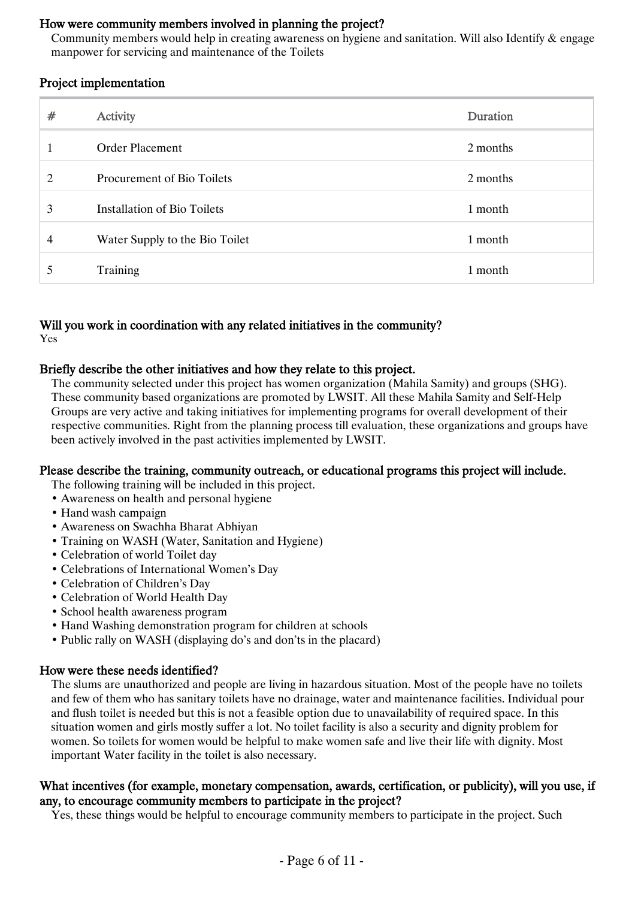**How were community members involved in planning the project?**

Community members would help in creating awareness on hygiene and sanitation. Will also Identify & engage manpower for servicing and maintenance of the Toilets

**Project implementation**

| # | Activity | Duration |
|---|---|---|
| 1 | Order Placement | 2 months |
| 2 | Procurement of Bio Toilets | 2 months |
| 3 | Installation of Bio Toilets | 1 month |
| 4 | Water Supply to the Bio Toilet | 1 month |
| 5 | Training | 1 month |

**Will you work in coordination with any related initiatives in the community?**

Yes

**Briefly describe the other initiatives and how they relate to this project.**

The community selected under this project has women organization (Mahila Samity) and groups (SHG). These community based organizations are promoted by LWSIT. All these Mahila Samity and Self-Help Groups are very active and taking initiatives for implementing programs for overall development of their respective communities. Right from the planning process till evaluation, these organizations and groups have been actively involved in the past activities implemented by LWSIT.

**Please describe the training, community outreach, or educational programs this project will include.**

The following training will be included in this project.

- Awareness on health and personal hygiene
- Hand wash campaign
- Awareness on Swachha Bharat Abhiyan
- Training on WASH (Water, Sanitation and Hygiene)
- Celebration of world Toilet day
- Celebrations of International Women's Day
- Celebration of Children's Day
- Celebration of World Health Day
- School health awareness program
- Hand Washing demonstration program for children at schools
- Public rally on WASH (displaying do's and don'ts in the placard)

**How were these needs identified?**

The slums are unauthorized and people are living in hazardous situation. Most of the people have no toilets and few of them who has sanitary toilets have no drainage, water and maintenance facilities. Individual pour and flush toilet is needed but this is not a feasible option due to unavailability of required space. In this situation women and girls mostly suffer a lot. No toilet facility is also a security and dignity problem for women. So toilets for women would be helpful to make women safe and live their life with dignity. Most important Water facility in the toilet is also necessary.

**What incentives (for example, monetary compensation, awards, certification, or publicity), will you use, if any, to encourage community members to participate in the project?**

Yes, these things would be helpful to encourage community members to participate in the project. Such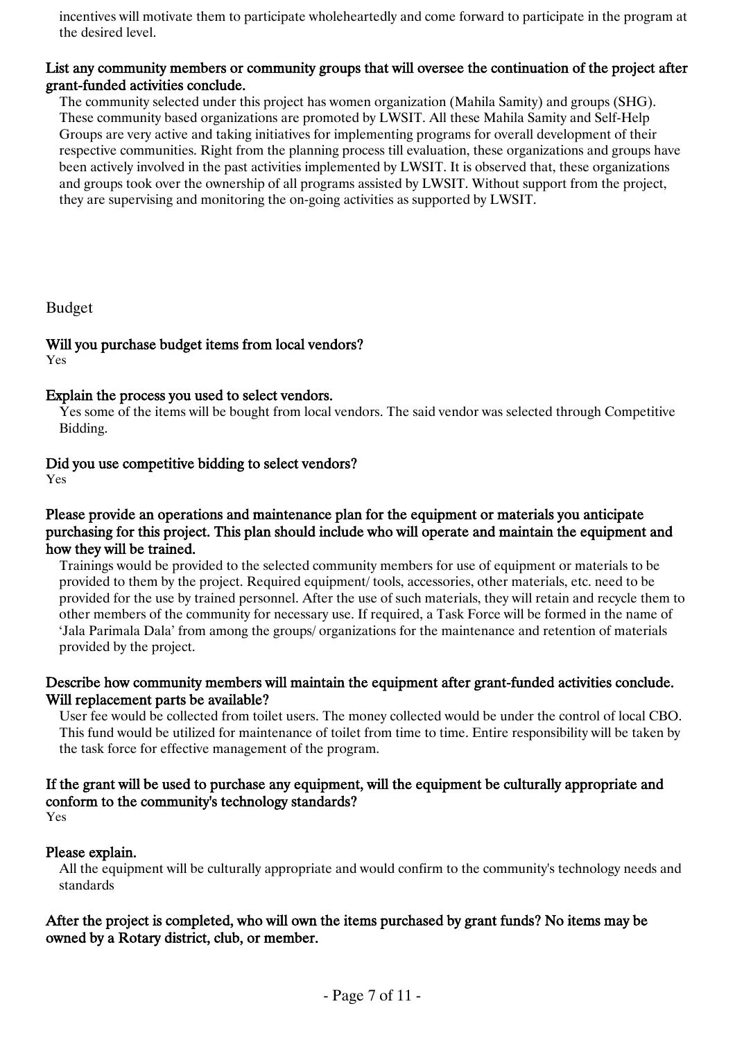incentives will motivate them to participate wholeheartedly and come forward to participate in the program at the desired level.

**List any community members or community groups that will oversee the continuation of the project after grant-funded activities conclude.**

The community selected under this project has women organization (Mahila Samity) and groups (SHG). These community based organizations are promoted by LWSIT. All these Mahila Samity and Self-Help Groups are very active and taking initiatives for implementing programs for overall development of their respective communities. Right from the planning process till evaluation, these organizations and groups have been actively involved in the past activities implemented by LWSIT. It is observed that, these organizations and groups took over the ownership of all programs assisted by LWSIT. Without support from the project, they are supervising and monitoring the on-going activities as supported by LWSIT.

## Budget

**Will you purchase budget items from local vendors?**

Yes

**Explain the process you used to select vendors.**

Yes some of the items will be bought from local vendors. The said vendor was selected through Competitive Bidding.

**Did you use competitive bidding to select vendors?**

Yes

**Please provide an operations and maintenance plan for the equipment or materials you anticipate purchasing for this project. This plan should include who will operate and maintain the equipment and how they will be trained.**

Trainings would be provided to the selected community members for use of equipment or materials to be provided to them by the project. Required equipment/ tools, accessories, other materials, etc. need to be provided for the use by trained personnel. After the use of such materials, they will retain and recycle them to other members of the community for necessary use. If required, a Task Force will be formed in the name of 'Jala Parimala Dala' from among the groups/ organizations for the maintenance and retention of materials provided by the project.

**Describe how community members will maintain the equipment after grant-funded activities conclude. Will replacement parts be available?**

User fee would be collected from toilet users. The money collected would be under the control of local CBO. This fund would be utilized for maintenance of toilet from time to time. Entire responsibility will be taken by the task force for effective management of the program.

**If the grant will be used to purchase any equipment, will the equipment be culturally appropriate and conform to the community's technology standards?**

Yes

**Please explain.**

All the equipment will be culturally appropriate and would confirm to the community's technology needs and standards

**After the project is completed, who will own the items purchased by grant funds? No items may be owned by a Rotary district, club, or member.**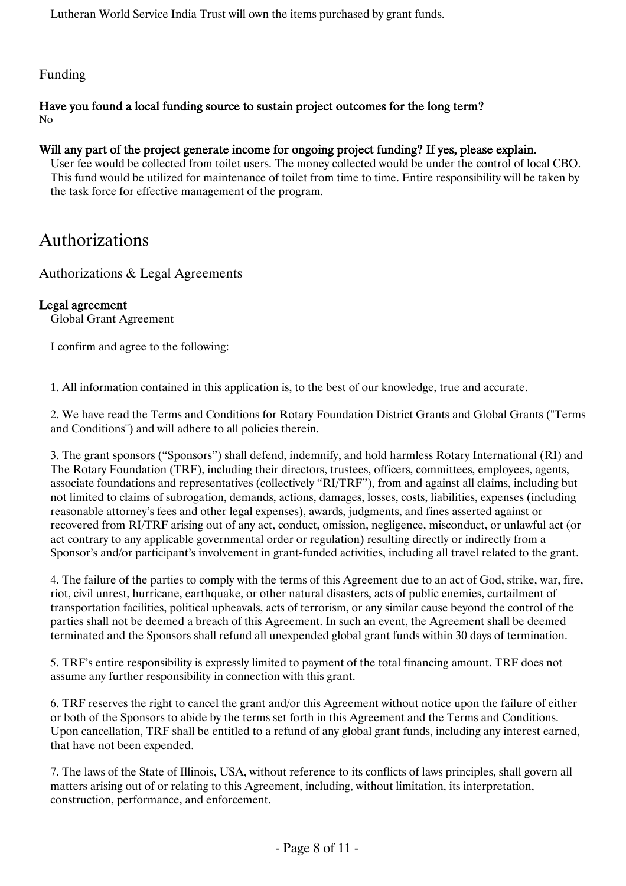Lutheran World Service India Trust will own the items purchased by grant funds.

### Funding

**Have you found a local funding source to sustain project outcomes for the long term?**
No

**Will any part of the project generate income for ongoing project funding? If yes, please explain.**
User fee would be collected from toilet users. The money collected would be under the control of local CBO. This fund would be utilized for maintenance of toilet from time to time. Entire responsibility will be taken by the task force for effective management of the program.

## Authorizations

### Authorizations & Legal Agreements

**Legal agreement**
Global Grant Agreement

I confirm and agree to the following:

1. All information contained in this application is, to the best of our knowledge, true and accurate.

2. We have read the Terms and Conditions for Rotary Foundation District Grants and Global Grants ("Terms and Conditions") and will adhere to all policies therein.

3. The grant sponsors ("Sponsors") shall defend, indemnify, and hold harmless Rotary International (RI) and The Rotary Foundation (TRF), including their directors, trustees, officers, committees, employees, agents, associate foundations and representatives (collectively "RI/TRF"), from and against all claims, including but not limited to claims of subrogation, demands, actions, damages, losses, costs, liabilities, expenses (including reasonable attorney's fees and other legal expenses), awards, judgments, and fines asserted against or recovered from RI/TRF arising out of any act, conduct, omission, negligence, misconduct, or unlawful act (or act contrary to any applicable governmental order or regulation) resulting directly or indirectly from a Sponsor's and/or participant's involvement in grant-funded activities, including all travel related to the grant.

4. The failure of the parties to comply with the terms of this Agreement due to an act of God, strike, war, fire, riot, civil unrest, hurricane, earthquake, or other natural disasters, acts of public enemies, curtailment of transportation facilities, political upheavals, acts of terrorism, or any similar cause beyond the control of the parties shall not be deemed a breach of this Agreement. In such an event, the Agreement shall be deemed terminated and the Sponsors shall refund all unexpended global grant funds within 30 days of termination.

5. TRF's entire responsibility is expressly limited to payment of the total financing amount. TRF does not assume any further responsibility in connection with this grant.

6. TRF reserves the right to cancel the grant and/or this Agreement without notice upon the failure of either or both of the Sponsors to abide by the terms set forth in this Agreement and the Terms and Conditions. Upon cancellation, TRF shall be entitled to a refund of any global grant funds, including any interest earned, that have not been expended.

7. The laws of the State of Illinois, USA, without reference to its conflicts of laws principles, shall govern all matters arising out of or relating to this Agreement, including, without limitation, its interpretation, construction, performance, and enforcement.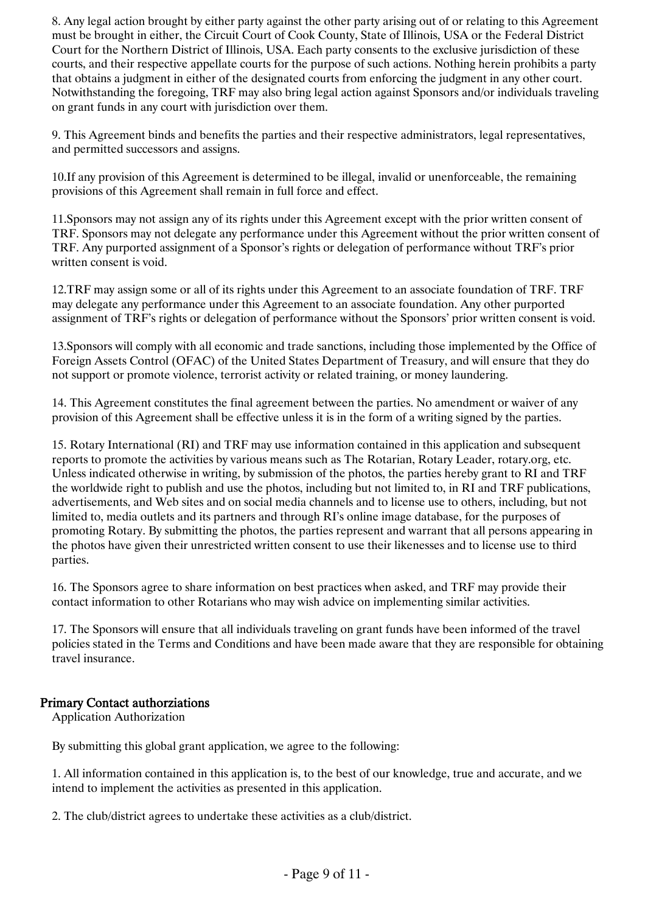8. Any legal action brought by either party against the other party arising out of or relating to this Agreement must be brought in either, the Circuit Court of Cook County, State of Illinois, USA or the Federal District Court for the Northern District of Illinois, USA. Each party consents to the exclusive jurisdiction of these courts, and their respective appellate courts for the purpose of such actions. Nothing herein prohibits a party that obtains a judgment in either of the designated courts from enforcing the judgment in any other court. Notwithstanding the foregoing, TRF may also bring legal action against Sponsors and/or individuals traveling on grant funds in any court with jurisdiction over them.

9. This Agreement binds and benefits the parties and their respective administrators, legal representatives, and permitted successors and assigns.

10.If any provision of this Agreement is determined to be illegal, invalid or unenforceable, the remaining provisions of this Agreement shall remain in full force and effect.

11.Sponsors may not assign any of its rights under this Agreement except with the prior written consent of TRF. Sponsors may not delegate any performance under this Agreement without the prior written consent of TRF. Any purported assignment of a Sponsor's rights or delegation of performance without TRF's prior written consent is void.

12.TRF may assign some or all of its rights under this Agreement to an associate foundation of TRF. TRF may delegate any performance under this Agreement to an associate foundation. Any other purported assignment of TRF's rights or delegation of performance without the Sponsors' prior written consent is void.

13.Sponsors will comply with all economic and trade sanctions, including those implemented by the Office of Foreign Assets Control (OFAC) of the United States Department of Treasury, and will ensure that they do not support or promote violence, terrorist activity or related training, or money laundering.

14. This Agreement constitutes the final agreement between the parties. No amendment or waiver of any provision of this Agreement shall be effective unless it is in the form of a writing signed by the parties.

15. Rotary International (RI) and TRF may use information contained in this application and subsequent reports to promote the activities by various means such as The Rotarian, Rotary Leader, rotary.org, etc. Unless indicated otherwise in writing, by submission of the photos, the parties hereby grant to RI and TRF the worldwide right to publish and use the photos, including but not limited to, in RI and TRF publications, advertisements, and Web sites and on social media channels and to license use to others, including, but not limited to, media outlets and its partners and through RI's online image database, for the purposes of promoting Rotary. By submitting the photos, the parties represent and warrant that all persons appearing in the photos have given their unrestricted written consent to use their likenesses and to license use to third parties.

16. The Sponsors agree to share information on best practices when asked, and TRF may provide their contact information to other Rotarians who may wish advice on implementing similar activities.

17. The Sponsors will ensure that all individuals traveling on grant funds have been informed of the travel policies stated in the Terms and Conditions and have been made aware that they are responsible for obtaining travel insurance.

### Primary Contact authorziations

Application Authorization

By submitting this global grant application, we agree to the following:

1. All information contained in this application is, to the best of our knowledge, true and accurate, and we intend to implement the activities as presented in this application.

2. The club/district agrees to undertake these activities as a club/district.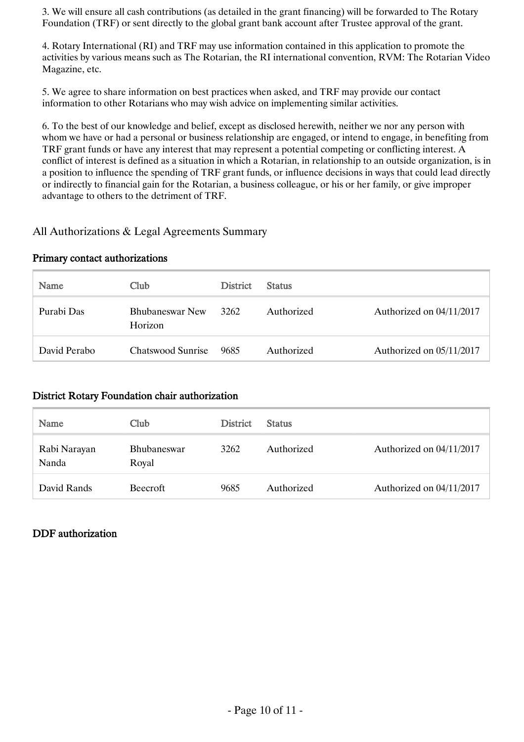3. We will ensure all cash contributions (as detailed in the grant financing) will be forwarded to The Rotary Foundation (TRF) or sent directly to the global grant bank account after Trustee approval of the grant.

4. Rotary International (RI) and TRF may use information contained in this application to promote the activities by various means such as The Rotarian, the RI international convention, RVM: The Rotarian Video Magazine, etc.

5. We agree to share information on best practices when asked, and TRF may provide our contact information to other Rotarians who may wish advice on implementing similar activities.

6. To the best of our knowledge and belief, except as disclosed herewith, neither we nor any person with whom we have or had a personal or business relationship are engaged, or intend to engage, in benefiting from TRF grant funds or have any interest that may represent a potential competing or conflicting interest. A conflict of interest is defined as a situation in which a Rotarian, in relationship to an outside organization, is in a position to influence the spending of TRF grant funds, or influence decisions in ways that could lead directly or indirectly to financial gain for the Rotarian, a business colleague, or his or her family, or give improper advantage to others to the detriment of TRF.

## All Authorizations & Legal Agreements Summary

### Primary contact authorizations

| Name | Club | District | Status | |
|---|---|---|---|---|
| Purabi Das | Bhubaneswar New Horizon | 3262 | Authorized | Authorized on 04/11/2017 |
| David Perabo | Chatswood Sunrise | 9685 | Authorized | Authorized on 05/11/2017 |

### District Rotary Foundation chair authorization

| Name | Club | District | Status | |
|---|---|---|---|---|
| Rabi Narayan Nanda | Bhubaneswar Royal | 3262 | Authorized | Authorized on 04/11/2017 |
| David Rands | Beecroft | 9685 | Authorized | Authorized on 04/11/2017 |

### DDF authorization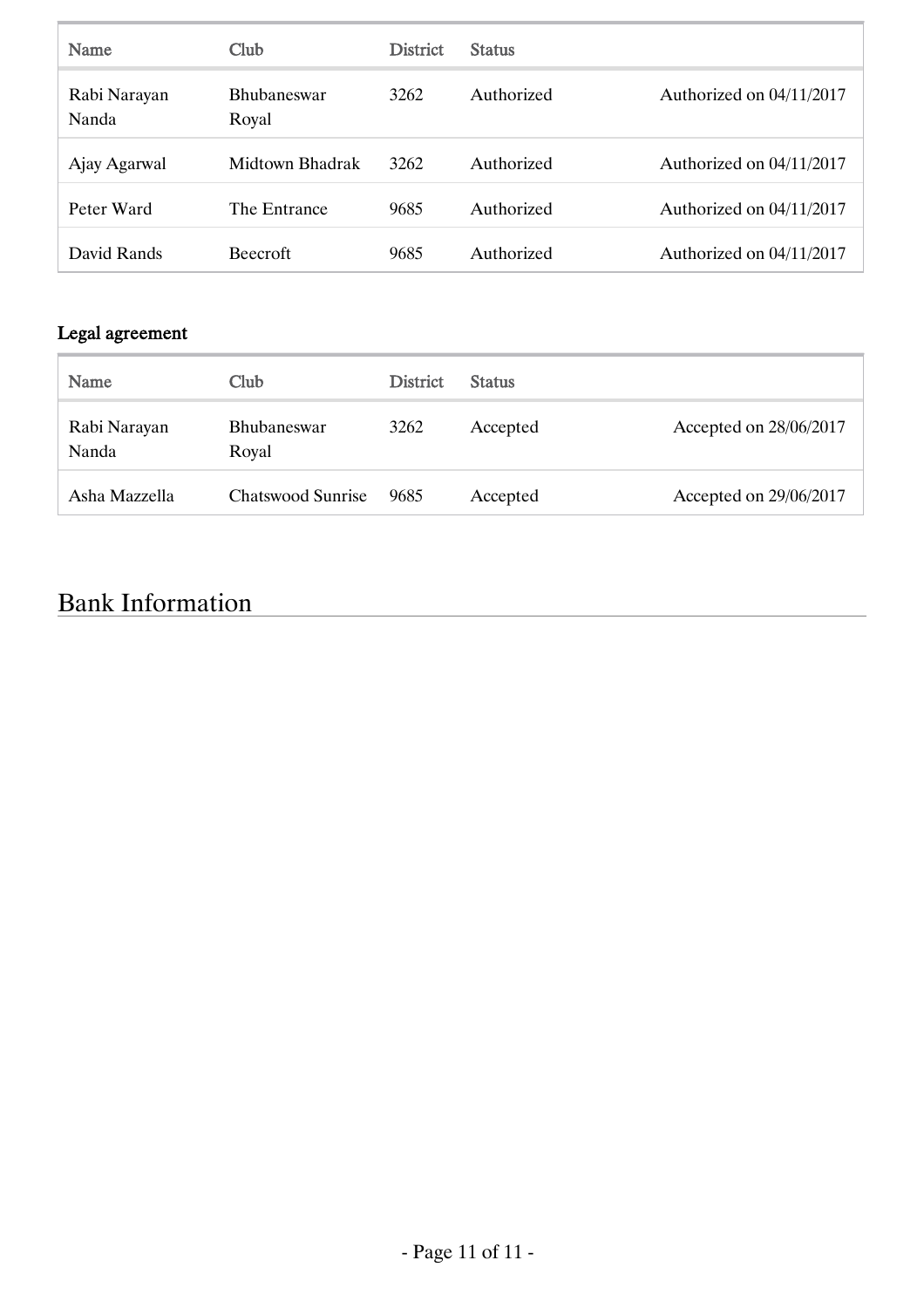| Name | Club | District | Status | |
|---|---|---|---|---|
| Rabi Narayan Nanda | Bhubaneswar Royal | 3262 | Authorized | Authorized on 04/11/2017 |
| Ajay Agarwal | Midtown Bhadrak | 3262 | Authorized | Authorized on 04/11/2017 |
| Peter Ward | The Entrance | 9685 | Authorized | Authorized on 04/11/2017 |
| David Rands | Beecroft | 9685 | Authorized | Authorized on 04/11/2017 |

### Legal agreement

| Name | Club | District | Status | |
|---|---|---|---|---|
| Rabi Narayan Nanda | Bhubaneswar Royal | 3262 | Accepted | Accepted on 28/06/2017 |
| Asha Mazzella | Chatswood Sunrise | 9685 | Accepted | Accepted on 29/06/2017 |

## Bank Information